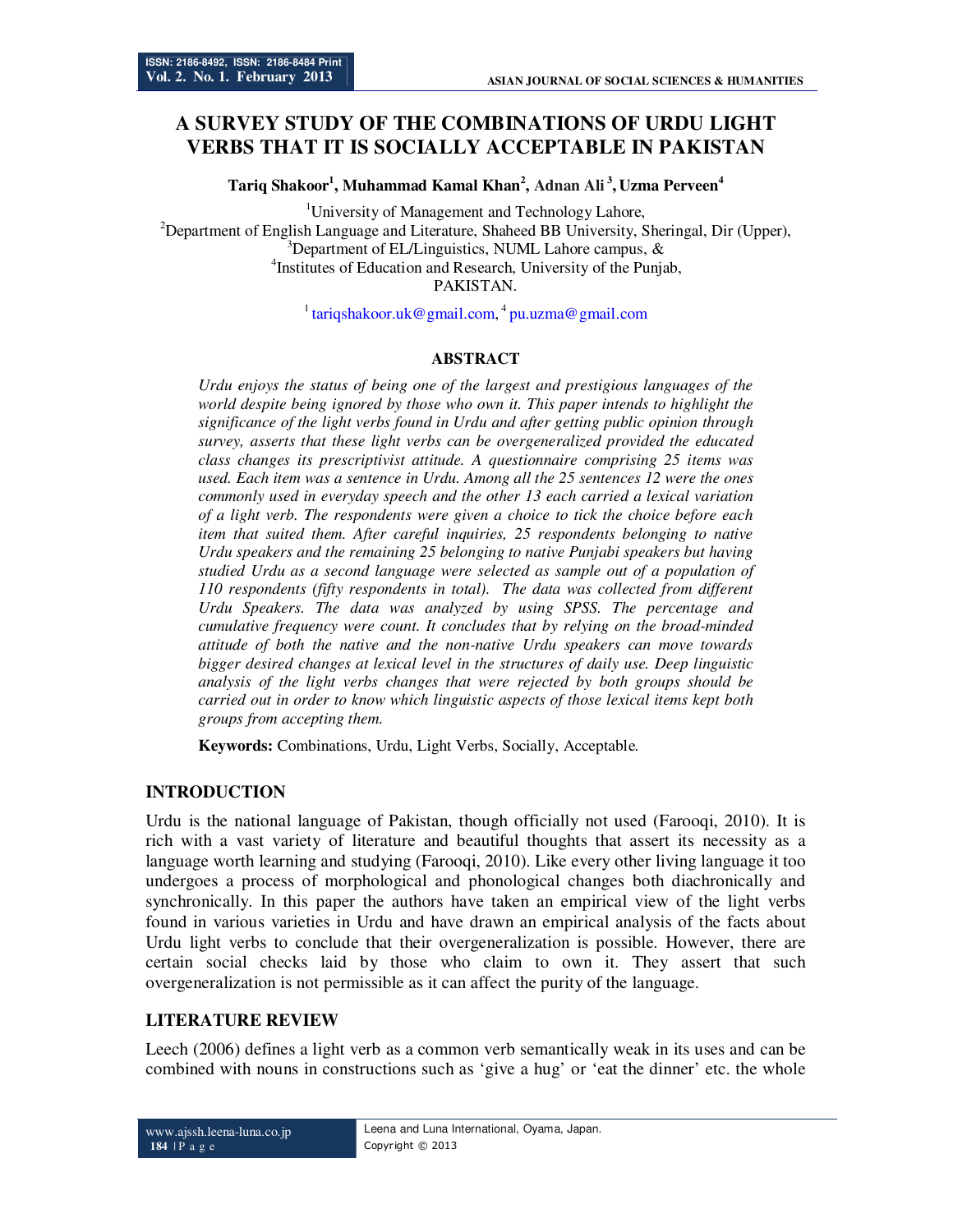# A SURVEY STUDY OF THE COMBINATIONS OF URDU LIGHT VERBS THAT IT IS SOCIALLY ACCEPTABLE IN PAKISTAN

**Tariq Shakoor[1], Muhammad Kamal Khan[2], Adnan Ali[3], Uzma Perveen[4]**

[1]University of Management and Technology Lahore,
[2]Department of English Language and Literature, Shaheed BB University, Sheringal, Dir (Upper),
[3]Department of EL/Linguistics, NUML Lahore campus, &
[4]Institutes of Education and Research, University of the Punjab,
PAKISTAN.

[1] tariqshakoor.uk@gmail.com, [4] pu.uzma@gmail.com

## ABSTRACT

*Urdu enjoys the status of being one of the largest and prestigious languages of the world despite being ignored by those who own it. This paper intends to highlight the significance of the light verbs found in Urdu and after getting public opinion through survey, asserts that these light verbs can be overgeneralized provided the educated class changes its prescriptivist attitude. A questionnaire comprising 25 items was used. Each item was a sentence in Urdu. Among all the 25 sentences 12 were the ones commonly used in everyday speech and the other 13 each carried a lexical variation of a light verb. The respondents were given a choice to tick the choice before each item that suited them. After careful inquiries, 25 respondents belonging to native Urdu speakers and the remaining 25 belonging to native Punjabi speakers but having studied Urdu as a second language were selected as sample out of a population of 110 respondents (fifty respondents in total). The data was collected from different Urdu Speakers. The data was analyzed by using SPSS. The percentage and cumulative frequency were count. It concludes that by relying on the broad-minded attitude of both the native and the non-native Urdu speakers can move towards bigger desired changes at lexical level in the structures of daily use. Deep linguistic analysis of the light verbs changes that were rejected by both groups should be carried out in order to know which linguistic aspects of those lexical items kept both groups from accepting them.*

**Keywords:** Combinations, Urdu, Light Verbs, Socially, Acceptable.

## INTRODUCTION

Urdu is the national language of Pakistan, though officially not used (Farooqi, 2010). It is rich with a vast variety of literature and beautiful thoughts that assert its necessity as a language worth learning and studying (Farooqi, 2010). Like every other living language it too undergoes a process of morphological and phonological changes both diachronically and synchronically. In this paper the authors have taken an empirical view of the light verbs found in various varieties in Urdu and have drawn an empirical analysis of the facts about Urdu light verbs to conclude that their overgeneralization is possible. However, there are certain social checks laid by those who claim to own it. They assert that such overgeneralization is not permissible as it can affect the purity of the language.

## LITERATURE REVIEW

Leech (2006) defines a light verb as a common verb semantically weak in its uses and can be combined with nouns in constructions such as 'give a hug' or 'eat the dinner' etc. the whole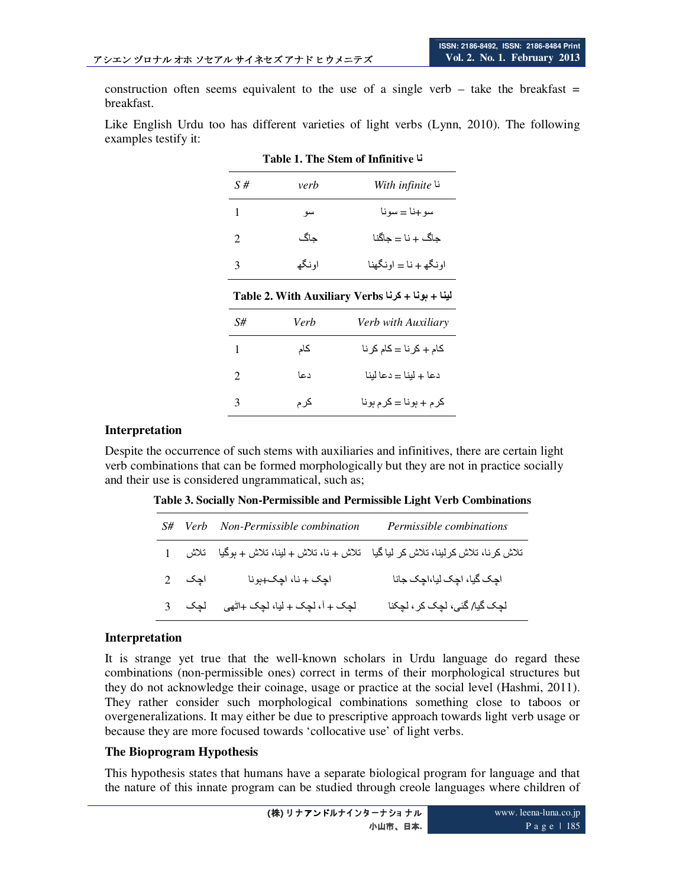construction often seems equivalent to the use of a single verb – take the breakfast = breakfast.

Like English Urdu too has different varieties of light verbs (Lynn, 2010). The following examples testify it:

**Table 1. The Stem of Infinitive نا**

| *S #* | *verb* | *With infinite* نا |
|---|---|---|
| 1 | سو | سو+نا = سونا |
| 2 | جاگ | جاگ + نا = جاگنا |
| 3 | اونگھ | اونگھ + نا = اونگھنا |

**Table 2. With Auxiliary Verbs لینا + ہونا + کرنا**

| *S#* | *Verb* | *Verb with Auxiliary* |
|---|---|---|
| 1 | کام | کام + کرنا = کام کرنا |
| 2 | دعا | دعا + لینا = دعا لینا |
| 3 | کرم | کرم + ہونا = کرم ہونا |

**Interpretation**

Despite the occurrence of such stems with auxiliaries and infinitives, there are certain light verb combinations that can be formed morphologically but they are not in practice socially and their use is considered ungrammatical, such as;

**Table 3. Socially Non-Permissible and Permissible Light Verb Combinations**

| *S#* | *Verb* | *Non-Permissible combination* | *Permissible combinations* |
|---|---|---|---|
| 1 | تلاش | تلاش + نا، تلاش + لینا، تلاش + ہوگیا | تلاش کرنا، تلاش کرلینا، تلاش کر لیا گیا |
| 2 | اچک | اچک + نا، اچک+ہونا | اچک گیا، اچک لیا،اچک جانا |
| 3 | لچک | لچک + آ، لچک + لیا، لچک +اٹھی | لچک گیا/ گئی، لچک کر، لچکنا |

**Interpretation**

It is strange yet true that the well-known scholars in Urdu language do regard these combinations (non-permissible ones) correct in terms of their morphological structures but they do not acknowledge their coinage, usage or practice at the social level (Hashmi, 2011). They rather consider such morphological combinations something close to taboos or overgeneralizations. It may either be due to prescriptive approach towards light verb usage or because they are more focused towards 'collocative use' of light verbs.

**The Bioprogram Hypothesis**

This hypothesis states that humans have a separate biological program for language and that the nature of this innate program can be studied through creole languages where children of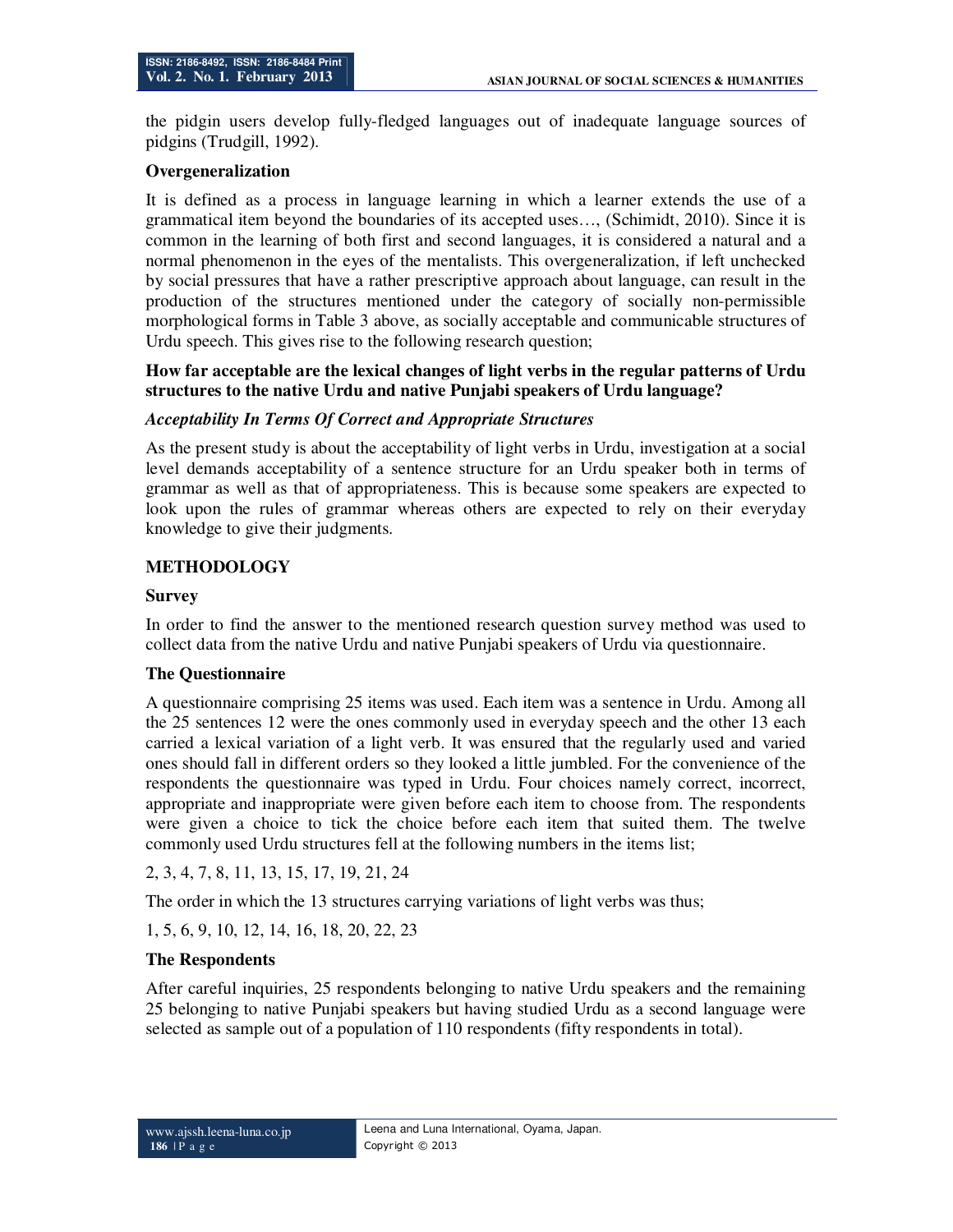the pidgin users develop fully-fledged languages out of inadequate language sources of pidgins (Trudgill, 1992).

### Overgeneralization

It is defined as a process in language learning in which a learner extends the use of a grammatical item beyond the boundaries of its accepted uses…, (Schimidt, 2010). Since it is common in the learning of both first and second languages, it is considered a natural and a normal phenomenon in the eyes of the mentalists. This overgeneralization, if left unchecked by social pressures that have a rather prescriptive approach about language, can result in the production of the structures mentioned under the category of socially non-permissible morphological forms in Table 3 above, as socially acceptable and communicable structures of Urdu speech. This gives rise to the following research question;

**How far acceptable are the lexical changes of light verbs in the regular patterns of Urdu structures to the native Urdu and native Punjabi speakers of Urdu language?**

#### *Acceptability In Terms Of Correct and Appropriate Structures*

As the present study is about the acceptability of light verbs in Urdu, investigation at a social level demands acceptability of a sentence structure for an Urdu speaker both in terms of grammar as well as that of appropriateness. This is because some speakers are expected to look upon the rules of grammar whereas others are expected to rely on their everyday knowledge to give their judgments.

## METHODOLOGY

### Survey

In order to find the answer to the mentioned research question survey method was used to collect data from the native Urdu and native Punjabi speakers of Urdu via questionnaire.

### The Questionnaire

A questionnaire comprising 25 items was used. Each item was a sentence in Urdu. Among all the 25 sentences 12 were the ones commonly used in everyday speech and the other 13 each carried a lexical variation of a light verb. It was ensured that the regularly used and varied ones should fall in different orders so they looked a little jumbled. For the convenience of the respondents the questionnaire was typed in Urdu. Four choices namely correct, incorrect, appropriate and inappropriate were given before each item to choose from. The respondents were given a choice to tick the choice before each item that suited them. The twelve commonly used Urdu structures fell at the following numbers in the items list;

2, 3, 4, 7, 8, 11, 13, 15, 17, 19, 21, 24

The order in which the 13 structures carrying variations of light verbs was thus;

1, 5, 6, 9, 10, 12, 14, 16, 18, 20, 22, 23

### The Respondents

After careful inquiries, 25 respondents belonging to native Urdu speakers and the remaining 25 belonging to native Punjabi speakers but having studied Urdu as a second language were selected as sample out of a population of 110 respondents (fifty respondents in total).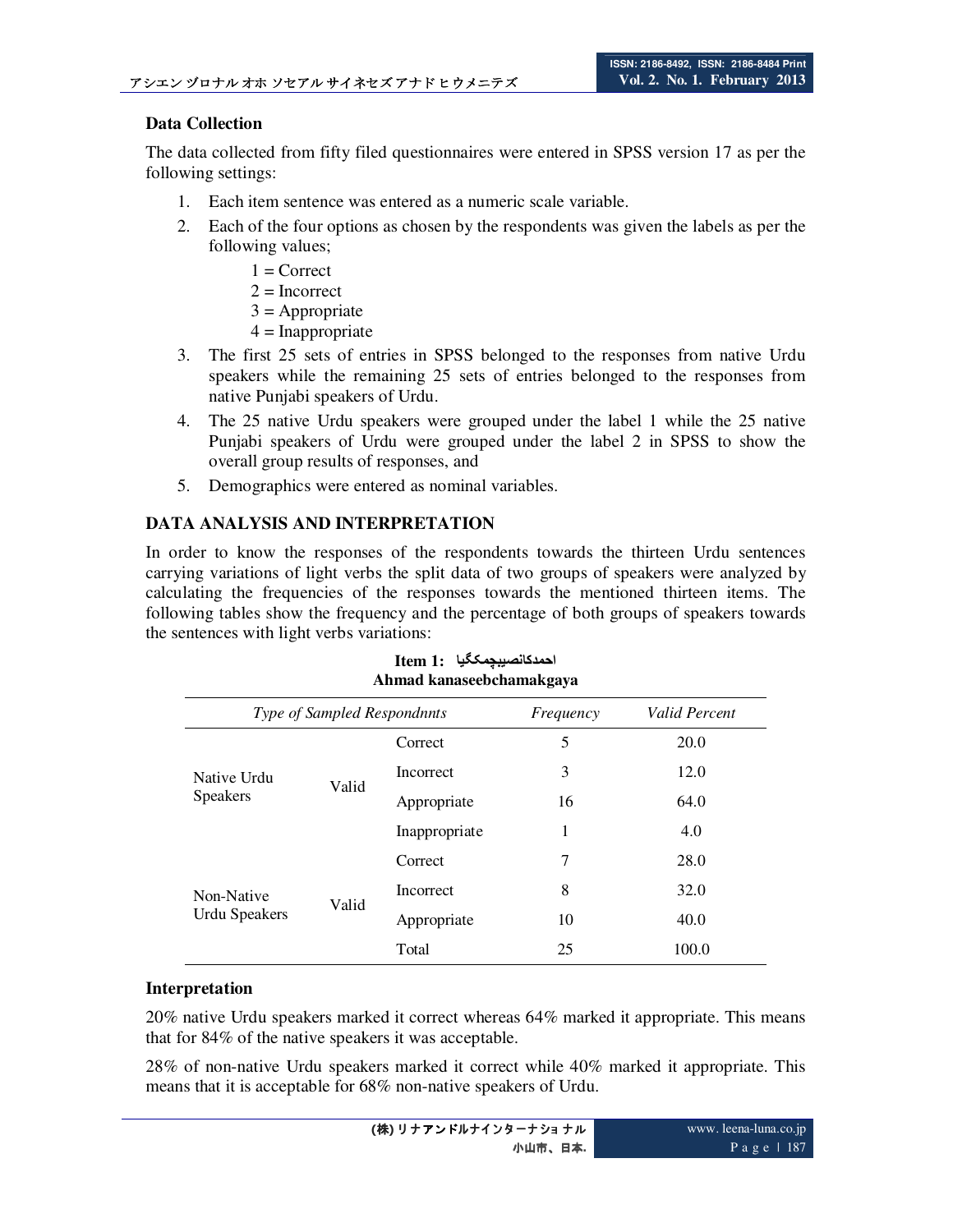### Data Collection

The data collected from fifty filed questionnaires were entered in SPSS version 17 as per the following settings:

1. Each item sentence was entered as a numeric scale variable.
2. Each of the four options as chosen by the respondents was given the labels as per the following values;
   1 = Correct
   2 = Incorrect
   3 = Appropriate
   4 = Inappropriate
3. The first 25 sets of entries in SPSS belonged to the responses from native Urdu speakers while the remaining 25 sets of entries belonged to the responses from native Punjabi speakers of Urdu.
4. The 25 native Urdu speakers were grouped under the label 1 while the 25 native Punjabi speakers of Urdu were grouped under the label 2 in SPSS to show the overall group results of responses, and
5. Demographics were entered as nominal variables.

## DATA ANALYSIS AND INTERPRETATION

In order to know the responses of the respondents towards the thirteen Urdu sentences carrying variations of light verbs the split data of two groups of speakers were analyzed by calculating the frequencies of the responses towards the mentioned thirteen items. The following tables show the frequency and the percentage of both groups of speakers towards the sentences with light verbs variations:

**Item 1: احمدکانصیبچمکگیا**
**Ahmad kanaseebchamakgaya**

| *Type of Sampled Respondnnts* | | | *Frequency* | *Valid Percent* |
|---|---|---|---|---|
| Native Urdu Speakers | Valid | Correct | 5 | 20.0 |
| | | Incorrect | 3 | 12.0 |
| | | Appropriate | 16 | 64.0 |
| | | Inappropriate | 1 | 4.0 |
| Non-Native Urdu Speakers | Valid | Correct | 7 | 28.0 |
| | | Incorrect | 8 | 32.0 |
| | | Appropriate | 10 | 40.0 |
| | | Total | 25 | 100.0 |

### Interpretation

20% native Urdu speakers marked it correct whereas 64% marked it appropriate. This means that for 84% of the native speakers it was acceptable.

28% of non-native Urdu speakers marked it correct while 40% marked it appropriate. This means that it is acceptable for 68% non-native speakers of Urdu.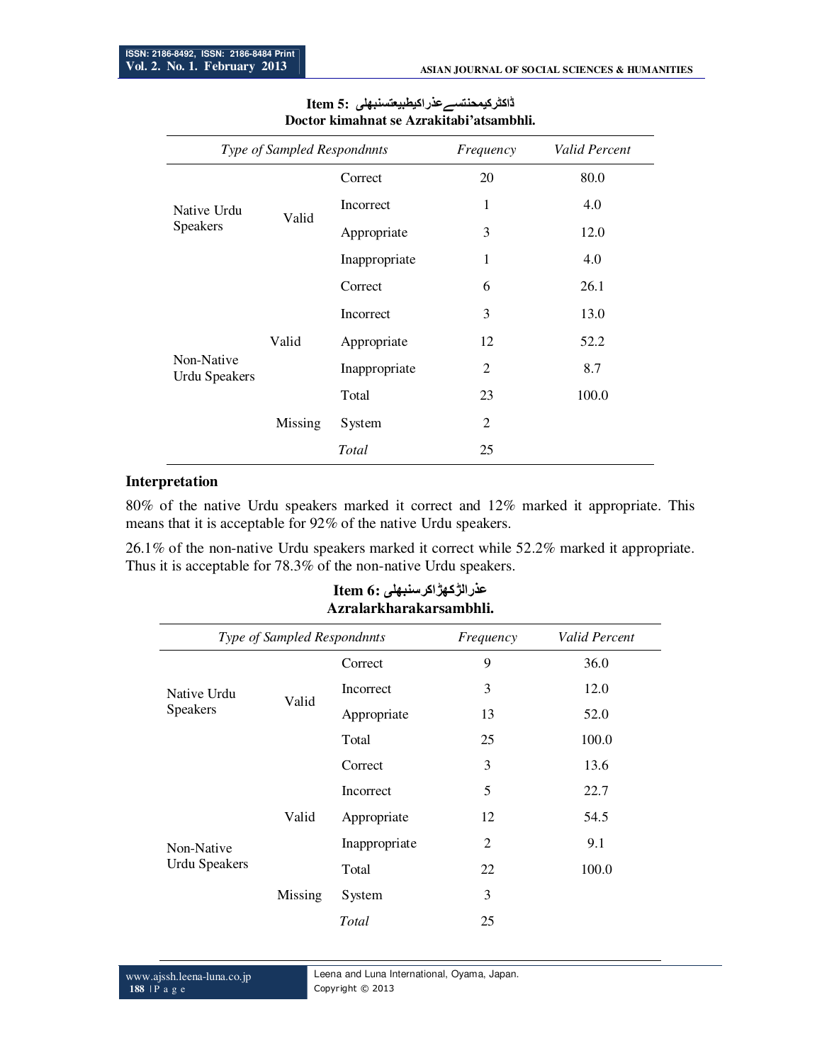**Item 5: ڈاکٹرکیمحنتسےعذراکیطبیعتسنبھلی**
**Doctor kimahnat se Azrakitabi'atsambhli.**

| *Type of Sampled Respondnnts* | | | *Frequency* | *Valid Percent* |
|---|---|---|---|---|
| Native Urdu Speakers | Valid | Correct | 20 | 80.0 |
| | | Incorrect | 1 | 4.0 |
| | | Appropriate | 3 | 12.0 |
| | | Inappropriate | 1 | 4.0 |
| Non-Native Urdu Speakers | Valid | Correct | 6 | 26.1 |
| | | Incorrect | 3 | 13.0 |
| | | Appropriate | 12 | 52.2 |
| | | Inappropriate | 2 | 8.7 |
| | | Total | 23 | 100.0 |
| | Missing | System | 2 | |
| | | *Total* | 25 | |

**Interpretation**

80% of the native Urdu speakers marked it correct and 12% marked it appropriate. This means that it is acceptable for 92% of the native Urdu speakers.

26.1% of the non-native Urdu speakers marked it correct while 52.2% marked it appropriate. Thus it is acceptable for 78.3% of the non-native Urdu speakers.

**Item 6: عذرالڑکھڑاکرسنبھلی**
**Azralarkharakarsambhli.**

| *Type of Sampled Respondnnts* | | | *Frequency* | *Valid Percent* |
|---|---|---|---|---|
| Native Urdu Speakers | Valid | Correct | 9 | 36.0 |
| | | Incorrect | 3 | 12.0 |
| | | Appropriate | 13 | 52.0 |
| | | Total | 25 | 100.0 |
| Non-Native Urdu Speakers | Valid | Correct | 3 | 13.6 |
| | | Incorrect | 5 | 22.7 |
| | | Appropriate | 12 | 54.5 |
| | | Inappropriate | 2 | 9.1 |
| | | Total | 22 | 100.0 |
| | Missing | System | 3 | |
| | | *Total* | 25 | |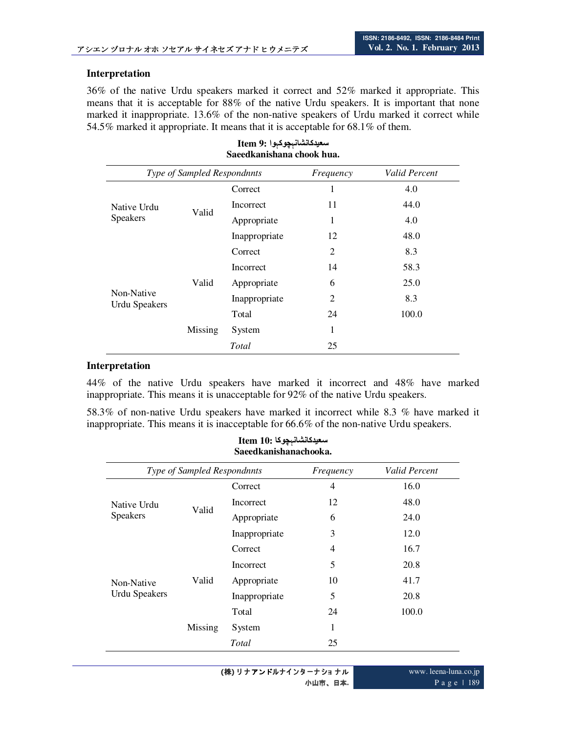### Interpretation

36% of the native Urdu speakers marked it correct and 52% marked it appropriate. This means that it is acceptable for 88% of the native Urdu speakers. It is important that none marked it inappropriate. 13.6% of the non-native speakers of Urdu marked it correct while 54.5% marked it appropriate. It means that it is acceptable for 68.1% of them.

**Item 9: سعیدکانشانہچوکہوا**
**Saeedkanishana chook hua.**

| *Type of Sampled Respondnnts* | | | *Frequency* | *Valid Percent* |
|---|---|---|---|---|
| Native Urdu Speakers | Valid | Correct | 1 | 4.0 |
| | | Incorrect | 11 | 44.0 |
| | | Appropriate | 1 | 4.0 |
| | | Inappropriate | 12 | 48.0 |
| Non-Native Urdu Speakers | Valid | Correct | 2 | 8.3 |
| | | Incorrect | 14 | 58.3 |
| | | Appropriate | 6 | 25.0 |
| | | Inappropriate | 2 | 8.3 |
| | | Total | 24 | 100.0 |
| | Missing | System | 1 | |
| | | *Total* | 25 | |

### Interpretation

44% of the native Urdu speakers have marked it incorrect and 48% have marked inappropriate. This means it is unacceptable for 92% of the native Urdu speakers.

58.3% of non-native Urdu speakers have marked it incorrect while 8.3 % have marked it inappropriate. This means it is inacceptable for 66.6% of the non-native Urdu speakers.

**Item 10: سعیدکانشانہچوکا**
**Saeedkanishanachooka.**

| *Type of Sampled Respondnnts* | | | *Frequency* | *Valid Percent* |
|---|---|---|---|---|
| Native Urdu Speakers | Valid | Correct | 4 | 16.0 |
| | | Incorrect | 12 | 48.0 |
| | | Appropriate | 6 | 24.0 |
| | | Inappropriate | 3 | 12.0 |
| Non-Native Urdu Speakers | Valid | Correct | 4 | 16.7 |
| | | Incorrect | 5 | 20.8 |
| | | Appropriate | 10 | 41.7 |
| | | Inappropriate | 5 | 20.8 |
| | | Total | 24 | 100.0 |
| | Missing | System | 1 | |
| | | *Total* | 25 | |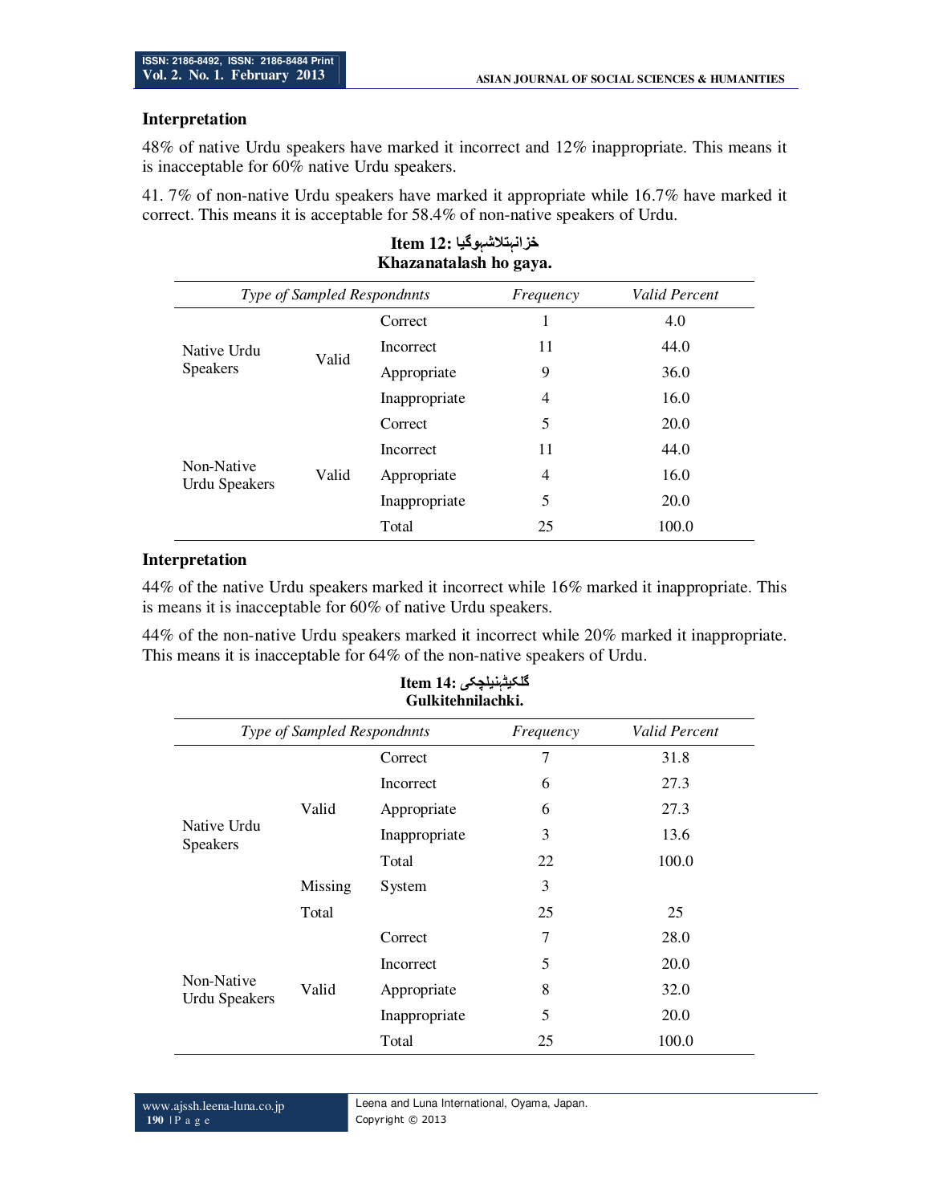### Interpretation

48% of native Urdu speakers have marked it incorrect and 12% inappropriate. This means it is inacceptable for 60% native Urdu speakers.

41. 7% of non-native Urdu speakers have marked it appropriate while 16.7% have marked it correct. This means it is acceptable for 58.4% of non-native speakers of Urdu.

**Item 12: خزانہتلاشہوگیا**
**Khazanatalash ho gaya.**

| *Type of Sampled Respondnnts* | | | *Frequency* | *Valid Percent* |
|---|---|---|---|---|
| Native Urdu Speakers | Valid | Correct | 1 | 4.0 |
| | | Incorrect | 11 | 44.0 |
| | | Appropriate | 9 | 36.0 |
| | | Inappropriate | 4 | 16.0 |
| Non-Native Urdu Speakers | Valid | Correct | 5 | 20.0 |
| | | Incorrect | 11 | 44.0 |
| | | Appropriate | 4 | 16.0 |
| | | Inappropriate | 5 | 20.0 |
| | | Total | 25 | 100.0 |

### Interpretation

44% of the native Urdu speakers marked it incorrect while 16% marked it inappropriate. This is means it is inacceptable for 60% of native Urdu speakers.

44% of the non-native Urdu speakers marked it incorrect while 20% marked it inappropriate. This means it is inacceptable for 64% of the non-native speakers of Urdu.

**Item 14: گلکیٹہنیلچکی**
**Gulkitehnilachki.**

| *Type of Sampled Respondnnts* | | | *Frequency* | *Valid Percent* |
|---|---|---|---|---|
| Native Urdu Speakers | Valid | Correct | 7 | 31.8 |
| | | Incorrect | 6 | 27.3 |
| | | Appropriate | 6 | 27.3 |
| | | Inappropriate | 3 | 13.6 |
| | | Total | 22 | 100.0 |
| | Missing | System | 3 | |
| | Total | | 25 | 25 |
| Non-Native Urdu Speakers | Valid | Correct | 7 | 28.0 |
| | | Incorrect | 5 | 20.0 |
| | | Appropriate | 8 | 32.0 |
| | | Inappropriate | 5 | 20.0 |
| | | Total | 25 | 100.0 |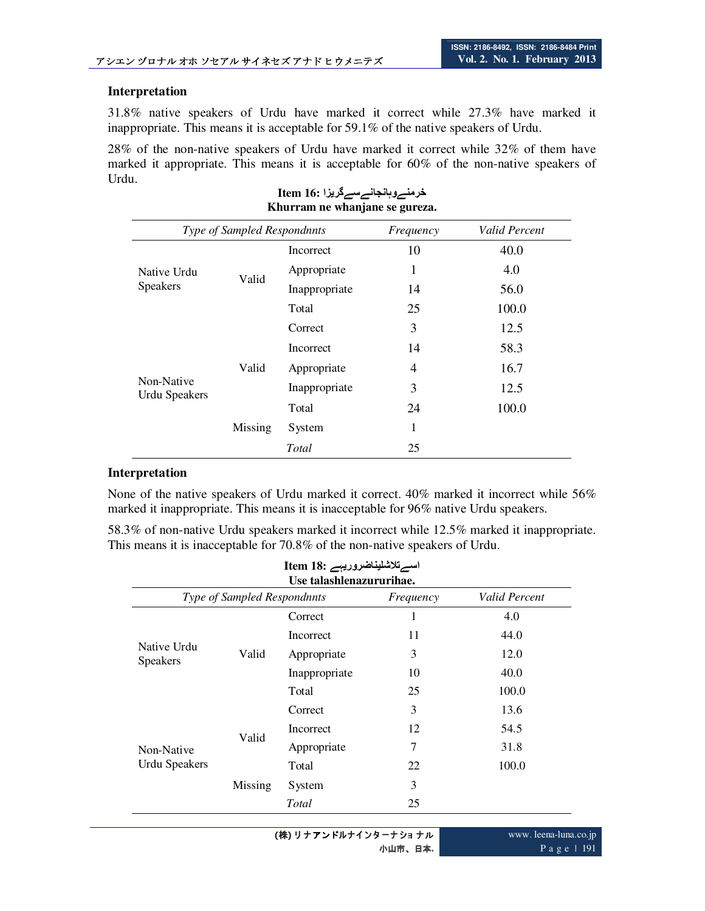**Interpretation**

31.8% native speakers of Urdu have marked it correct while 27.3% have marked it inappropriate. This means it is acceptable for 59.1% of the native speakers of Urdu.

28% of the non-native speakers of Urdu have marked it correct while 32% of them have marked it appropriate. This means it is acceptable for 60% of the non-native speakers of Urdu.

**Item 16: خرمنےوہانجانےسےگریزا**
**Khurram ne whanjane se gureza.**

| *Type of Sampled Respondnnts* | | | *Frequency* | *Valid Percent* |
|---|---|---|---|---|
| Native Urdu Speakers | Valid | Incorrect | 10 | 40.0 |
| | | Appropriate | 1 | 4.0 |
| | | Inappropriate | 14 | 56.0 |
| | | Total | 25 | 100.0 |
| Non-Native Urdu Speakers | Valid | Correct | 3 | 12.5 |
| | | Incorrect | 14 | 58.3 |
| | | Appropriate | 4 | 16.7 |
| | | Inappropriate | 3 | 12.5 |
| | | Total | 24 | 100.0 |
| | Missing | System | 1 | |
| | | *Total* | 25 | |

**Interpretation**

None of the native speakers of Urdu marked it correct. 40% marked it incorrect while 56% marked it inappropriate. This means it is inacceptable for 96% native Urdu speakers.

58.3% of non-native Urdu speakers marked it incorrect while 12.5% marked it inappropriate. This means it is inacceptable for 70.8% of the non-native speakers of Urdu.

**Item 18: اسےتلاشلیناضروریہے**
**Use talashlenazururihae.**

| *Type of Sampled Respondnnts* | | | *Frequency* | *Valid Percent* |
|---|---|---|---|---|
| Native Urdu Speakers | Valid | Correct | 1 | 4.0 |
| | | Incorrect | 11 | 44.0 |
| | | Appropriate | 3 | 12.0 |
| | | Inappropriate | 10 | 40.0 |
| | | Total | 25 | 100.0 |
| Non-Native Urdu Speakers | Valid | Correct | 3 | 13.6 |
| | | Incorrect | 12 | 54.5 |
| | | Appropriate | 7 | 31.8 |
| | | Total | 22 | 100.0 |
| | Missing | System | 3 | |
| | | *Total* | 25 | |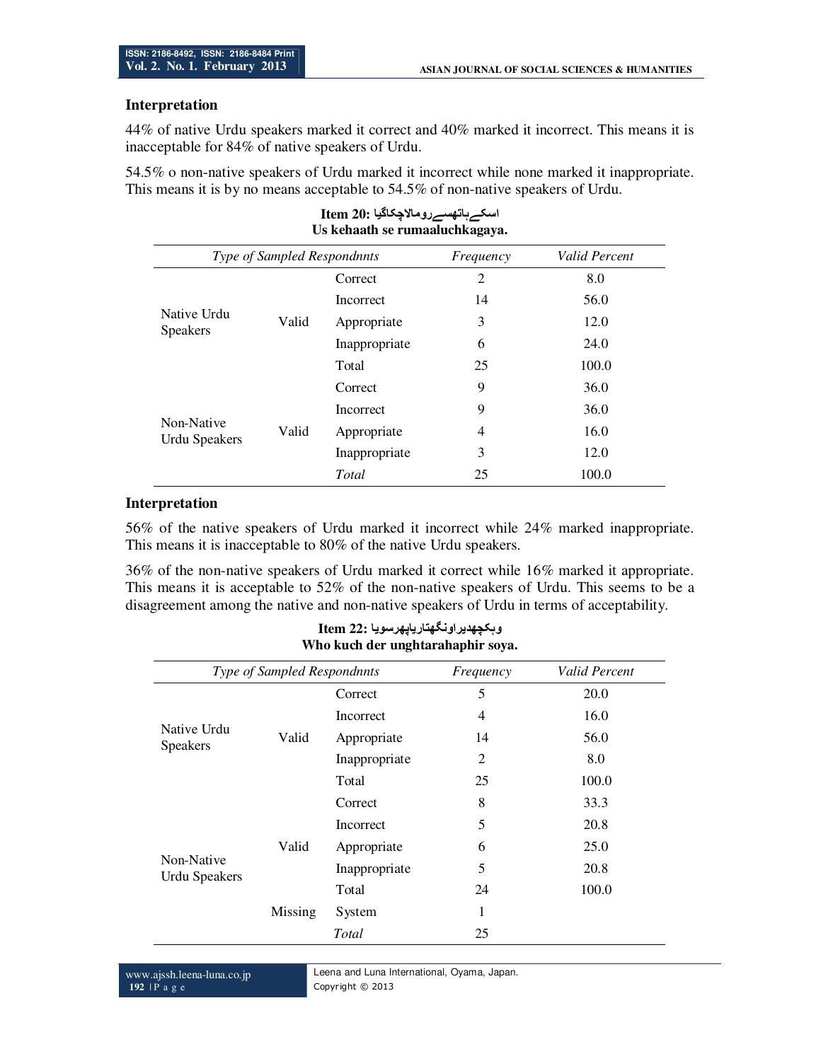### Interpretation

44% of native Urdu speakers marked it correct and 40% marked it incorrect. This means it is inacceptable for 84% of native speakers of Urdu.

54.5% o non-native speakers of Urdu marked it incorrect while none marked it inappropriate. This means it is by no means acceptable to 54.5% of non-native speakers of Urdu.

**Item 20: اسکےہاتھسےرومالاچکاگیا**
**Us kehaath se rumaaluchkagaya.**

| *Type of Sampled Respondnnts* | | | *Frequency* | *Valid Percent* |
|---|---|---|---|---|
| Native Urdu Speakers | Valid | Correct | 2 | 8.0 |
| | | Incorrect | 14 | 56.0 |
| | | Appropriate | 3 | 12.0 |
| | | Inappropriate | 6 | 24.0 |
| | | Total | 25 | 100.0 |
| Non-Native Urdu Speakers | Valid | Correct | 9 | 36.0 |
| | | Incorrect | 9 | 36.0 |
| | | Appropriate | 4 | 16.0 |
| | | Inappropriate | 3 | 12.0 |
| | | *Total* | 25 | 100.0 |

### Interpretation

56% of the native speakers of Urdu marked it incorrect while 24% marked inappropriate. This means it is inacceptable to 80% of the native Urdu speakers.

36% of the non-native speakers of Urdu marked it correct while 16% marked it appropriate. This means it is acceptable to 52% of the non-native speakers of Urdu. This seems to be a disagreement among the native and non-native speakers of Urdu in terms of acceptability.

**Item 22: وہکچھدیراونگھتارہاپھرسویا**
**Who kuch der unghtarahaphir soya.**

| *Type of Sampled Respondnnts* | | | *Frequency* | *Valid Percent* |
|---|---|---|---|---|
| Native Urdu Speakers | Valid | Correct | 5 | 20.0 |
| | | Incorrect | 4 | 16.0 |
| | | Appropriate | 14 | 56.0 |
| | | Inappropriate | 2 | 8.0 |
| | | Total | 25 | 100.0 |
| Non-Native Urdu Speakers | Valid | Correct | 8 | 33.3 |
| | | Incorrect | 5 | 20.8 |
| | | Appropriate | 6 | 25.0 |
| | | Inappropriate | 5 | 20.8 |
| | | Total | 24 | 100.0 |
| | Missing | System | 1 | |
| | | *Total* | 25 | |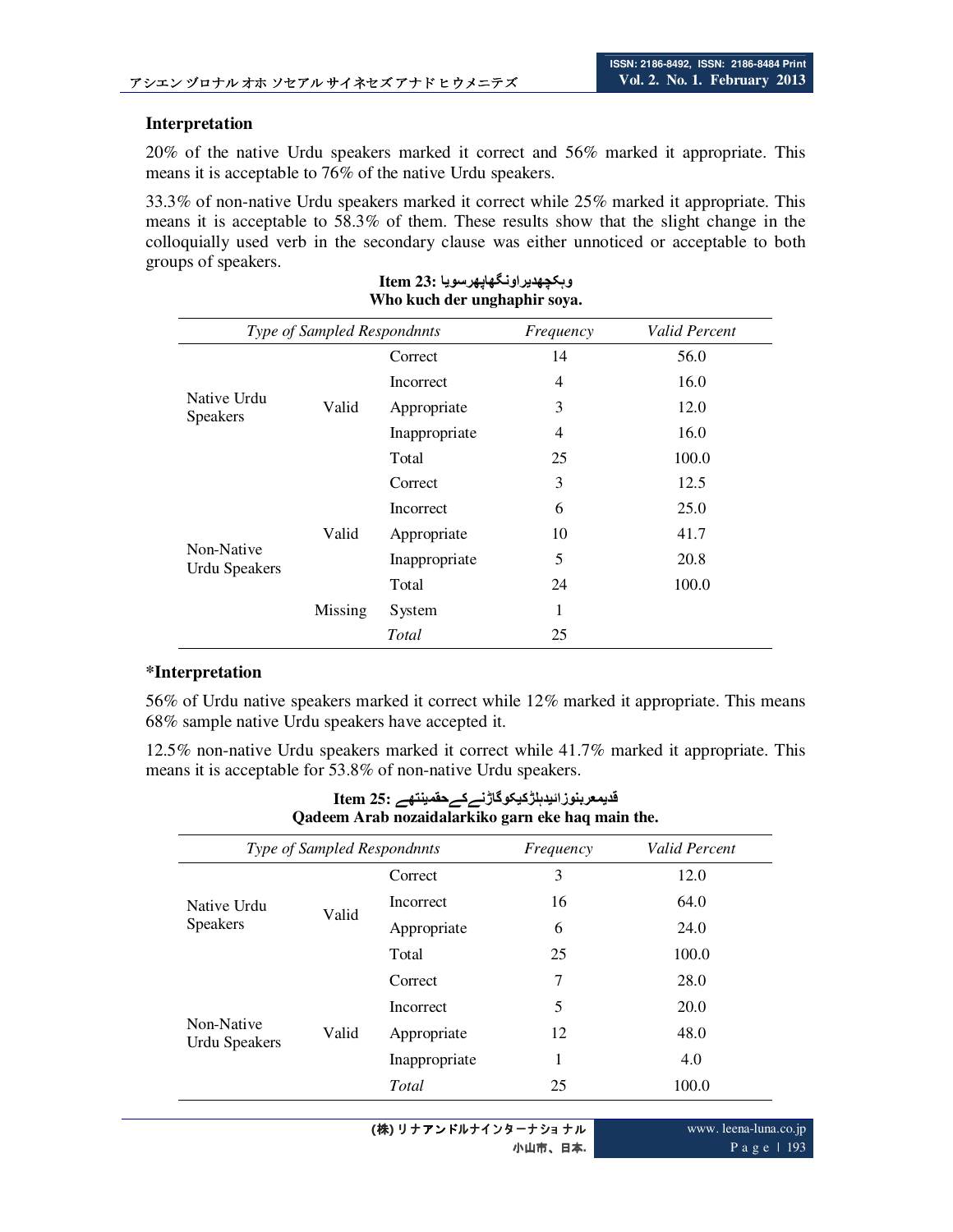**Interpretation**

20% of the native Urdu speakers marked it correct and 56% marked it appropriate. This means it is acceptable to 76% of the native Urdu speakers.

33.3% of non-native Urdu speakers marked it correct while 25% marked it appropriate. This means it is acceptable to 58.3% of them. These results show that the slight change in the colloquially used verb in the secondary clause was either unnoticed or acceptable to both groups of speakers.

**Item 23: وہکچھدیراونگھاپھرسویا**
**Who kuch der unghaphir soya.**

| *Type of Sampled Respondnnts* | | | *Frequency* | *Valid Percent* |
|---|---|---|---|---|
| Native Urdu Speakers | Valid | Correct | 14 | 56.0 |
| | | Incorrect | 4 | 16.0 |
| | | Appropriate | 3 | 12.0 |
| | | Inappropriate | 4 | 16.0 |
| | | Total | 25 | 100.0 |
| Non-Native Urdu Speakers | Valid | Correct | 3 | 12.5 |
| | | Incorrect | 6 | 25.0 |
| | | Appropriate | 10 | 41.7 |
| | | Inappropriate | 5 | 20.8 |
| | | Total | 24 | 100.0 |
| | Missing | System | 1 | |
| | | *Total* | 25 | |

**\*Interpretation**

56% of Urdu native speakers marked it correct while 12% marked it appropriate. This means 68% sample native Urdu speakers have accepted it.

12.5% non-native Urdu speakers marked it correct while 41.7% marked it appropriate. This means it is acceptable for 53.8% of non-native Urdu speakers.

**Item 25: قدیمعربنوزائیدہلڑکیکوگاڑنےکےحقمیںتھے**
**Qadeem Arab nozaidalarkiko garn eke haq main the.**

| *Type of Sampled Respondnnts* | | | *Frequency* | *Valid Percent* |
|---|---|---|---|---|
| Native Urdu Speakers | Valid | Correct | 3 | 12.0 |
| | | Incorrect | 16 | 64.0 |
| | | Appropriate | 6 | 24.0 |
| | | Total | 25 | 100.0 |
| Non-Native Urdu Speakers | Valid | Correct | 7 | 28.0 |
| | | Incorrect | 5 | 20.0 |
| | | Appropriate | 12 | 48.0 |
| | | Inappropriate | 1 | 4.0 |
| | | *Total* | 25 | 100.0 |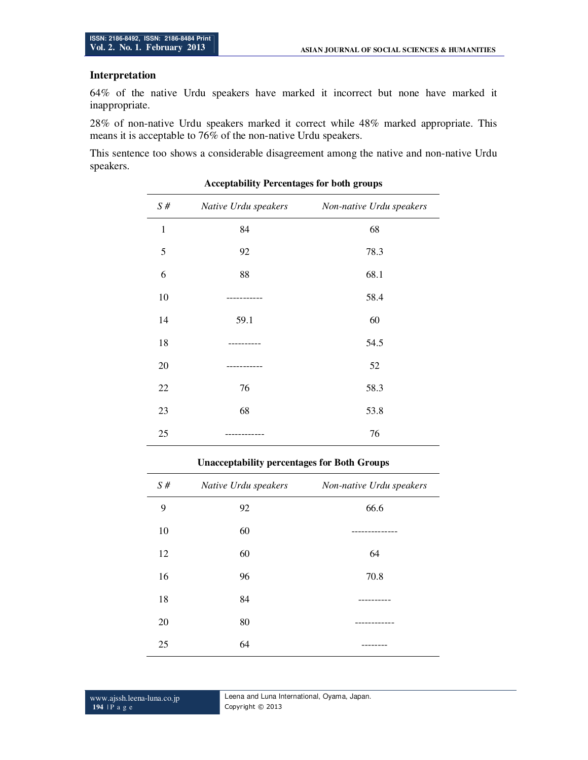**Interpretation**

64% of the native Urdu speakers have marked it incorrect but none have marked it inappropriate.

28% of non-native Urdu speakers marked it correct while 48% marked appropriate. This means it is acceptable to 76% of the non-native Urdu speakers.

This sentence too shows a considerable disagreement among the native and non-native Urdu speakers.

**Acceptability Percentages for both groups**

| *S #* | *Native Urdu speakers* | *Non-native Urdu speakers* |
|---|---|---|
| 1 | 84 | 68 |
| 5 | 92 | 78.3 |
| 6 | 88 | 68.1 |
| 10 | ----------- | 58.4 |
| 14 | 59.1 | 60 |
| 18 | ---------- | 54.5 |
| 20 | ----------- | 52 |
| 22 | 76 | 58.3 |
| 23 | 68 | 53.8 |
| 25 | ------------ | 76 |

**Unacceptability percentages for Both Groups**

| *S #* | *Native Urdu speakers* | *Non-native Urdu speakers* |
|---|---|---|
| 9 | 92 | 66.6 |
| 10 | 60 | -------------- |
| 12 | 60 | 64 |
| 16 | 96 | 70.8 |
| 18 | 84 | ---------- |
| 20 | 80 | ------------ |
| 25 | 64 | -------- |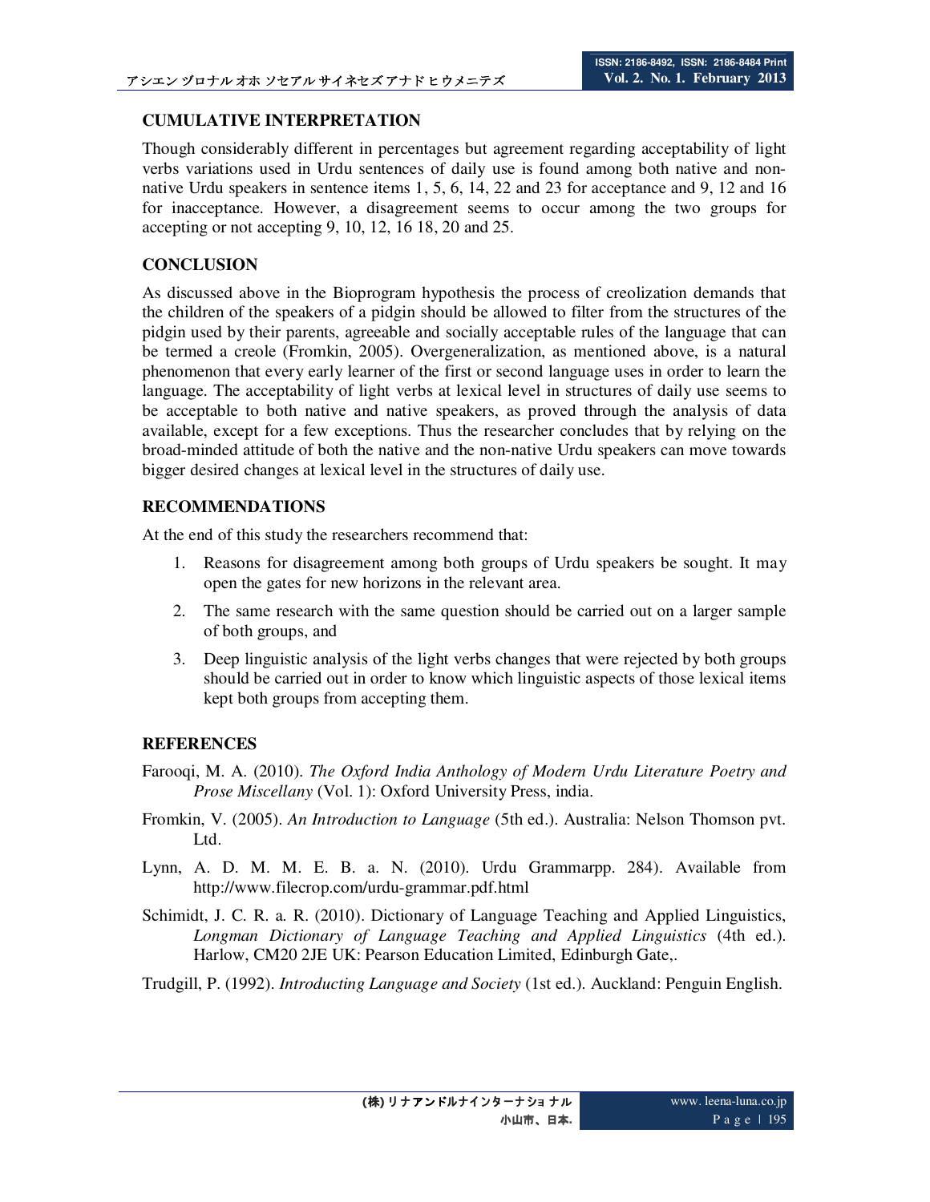## CUMULATIVE INTERPRETATION

Though considerably different in percentages but agreement regarding acceptability of light verbs variations used in Urdu sentences of daily use is found among both native and non-native Urdu speakers in sentence items 1, 5, 6, 14, 22 and 23 for acceptance and 9, 12 and 16 for inacceptance. However, a disagreement seems to occur among the two groups for accepting or not accepting 9, 10, 12, 16 18, 20 and 25.

## CONCLUSION

As discussed above in the Bioprogram hypothesis the process of creolization demands that the children of the speakers of a pidgin should be allowed to filter from the structures of the pidgin used by their parents, agreeable and socially acceptable rules of the language that can be termed a creole (Fromkin, 2005). Overgeneralization, as mentioned above, is a natural phenomenon that every early learner of the first or second language uses in order to learn the language. The acceptability of light verbs at lexical level in structures of daily use seems to be acceptable to both native and native speakers, as proved through the analysis of data available, except for a few exceptions. Thus the researcher concludes that by relying on the broad-minded attitude of both the native and the non-native Urdu speakers can move towards bigger desired changes at lexical level in the structures of daily use.

## RECOMMENDATIONS

At the end of this study the researchers recommend that:

1. Reasons for disagreement among both groups of Urdu speakers be sought. It may open the gates for new horizons in the relevant area.
2. The same research with the same question should be carried out on a larger sample of both groups, and
3. Deep linguistic analysis of the light verbs changes that were rejected by both groups should be carried out in order to know which linguistic aspects of those lexical items kept both groups from accepting them.

## REFERENCES

Farooqi, M. A. (2010). *The Oxford India Anthology of Modern Urdu Literature Poetry and Prose Miscellany* (Vol. 1): Oxford University Press, india.

Fromkin, V. (2005). *An Introduction to Language* (5th ed.). Australia: Nelson Thomson pvt. Ltd.

Lynn, A. D. M. M. E. B. a. N. (2010). Urdu Grammarpp. 284). Available from http://www.filecrop.com/urdu-grammar.pdf.html

Schimidt, J. C. R. a. R. (2010). Dictionary of Language Teaching and Applied Linguistics, *Longman Dictionary of Language Teaching and Applied Linguistics* (4th ed.). Harlow, CM20 2JE UK: Pearson Education Limited, Edinburgh Gate,.

Trudgill, P. (1992). *Introducting Language and Society* (1st ed.). Auckland: Penguin English.